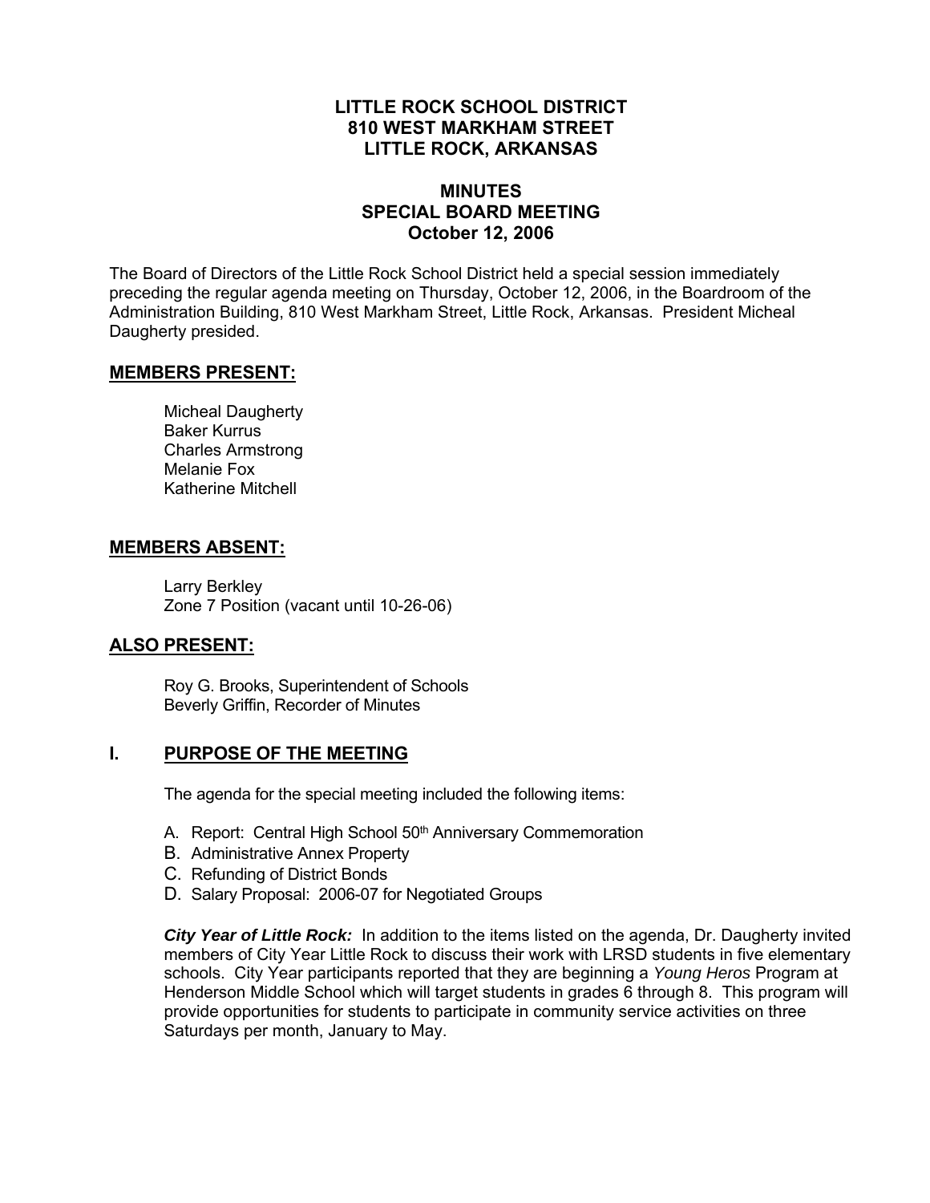# LITTLE ROCK SCHOOL DISTRICT
# 810 WEST MARKHAM STREET
# LITTLE ROCK, ARKANSAS

## MINUTES
## SPECIAL BOARD MEETING
## October 12, 2006

The Board of Directors of the Little Rock School District held a special session immediately preceding the regular agenda meeting on Thursday, October 12, 2006, in the Boardroom of the Administration Building, 810 West Markham Street, Little Rock, Arkansas. President Micheal Daugherty presided.

## MEMBERS PRESENT:

Micheal Daugherty
Baker Kurrus
Charles Armstrong
Melanie Fox
Katherine Mitchell

## MEMBERS ABSENT:

Larry Berkley
Zone 7 Position (vacant until 10-26-06)

## ALSO PRESENT:

Roy G. Brooks, Superintendent of Schools
Beverly Griffin, Recorder of Minutes

## I. PURPOSE OF THE MEETING

The agenda for the special meeting included the following items:

A. Report: Central High School 50th Anniversary Commemoration
B. Administrative Annex Property
C. Refunding of District Bonds
D. Salary Proposal: 2006-07 for Negotiated Groups

***City Year of Little Rock:*** In addition to the items listed on the agenda, Dr. Daugherty invited members of City Year Little Rock to discuss their work with LRSD students in five elementary schools. City Year participants reported that they are beginning a *Young Heros* Program at Henderson Middle School which will target students in grades 6 through 8. This program will provide opportunities for students to participate in community service activities on three Saturdays per month, January to May.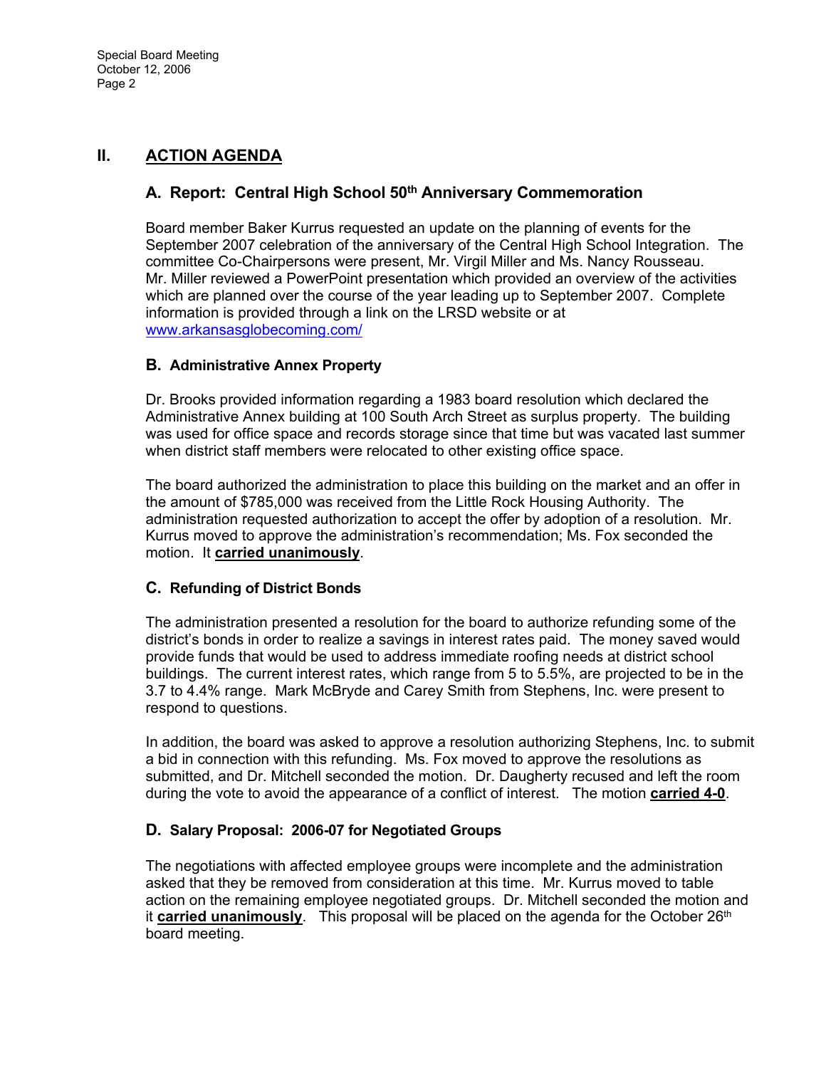## II. ACTION AGENDA

### A. Report: Central High School 50th Anniversary Commemoration

Board member Baker Kurrus requested an update on the planning of events for the September 2007 celebration of the anniversary of the Central High School Integration. The committee Co-Chairpersons were present, Mr. Virgil Miller and Ms. Nancy Rousseau. Mr. Miller reviewed a PowerPoint presentation which provided an overview of the activities which are planned over the course of the year leading up to September 2007. Complete information is provided through a link on the LRSD website or at www.arkansasglobecoming.com/

### B. Administrative Annex Property

Dr. Brooks provided information regarding a 1983 board resolution which declared the Administrative Annex building at 100 South Arch Street as surplus property. The building was used for office space and records storage since that time but was vacated last summer when district staff members were relocated to other existing office space.

The board authorized the administration to place this building on the market and an offer in the amount of $785,000 was received from the Little Rock Housing Authority. The administration requested authorization to accept the offer by adoption of a resolution. Mr. Kurrus moved to approve the administration's recommendation; Ms. Fox seconded the motion. It **carried unanimously**.

### C. Refunding of District Bonds

The administration presented a resolution for the board to authorize refunding some of the district's bonds in order to realize a savings in interest rates paid. The money saved would provide funds that would be used to address immediate roofing needs at district school buildings. The current interest rates, which range from 5 to 5.5%, are projected to be in the 3.7 to 4.4% range. Mark McBryde and Carey Smith from Stephens, Inc. were present to respond to questions.

In addition, the board was asked to approve a resolution authorizing Stephens, Inc. to submit a bid in connection with this refunding. Ms. Fox moved to approve the resolutions as submitted, and Dr. Mitchell seconded the motion. Dr. Daugherty recused and left the room during the vote to avoid the appearance of a conflict of interest. The motion **carried 4-0**.

### D. Salary Proposal: 2006-07 for Negotiated Groups

The negotiations with affected employee groups were incomplete and the administration asked that they be removed from consideration at this time. Mr. Kurrus moved to table action on the remaining employee negotiated groups. Dr. Mitchell seconded the motion and it **carried unanimously**. This proposal will be placed on the agenda for the October 26th board meeting.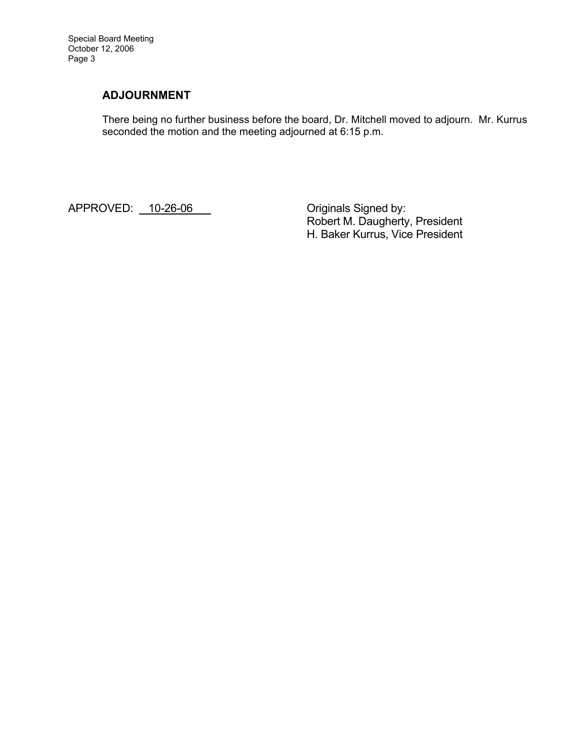## ADJOURNMENT

There being no further business before the board, Dr. Mitchell moved to adjourn. Mr. Kurrus seconded the motion and the meeting adjourned at 6:15 p.m.

APPROVED: 10-26-06

Originals Signed by:
Robert M. Daugherty, President
H. Baker Kurrus, Vice President